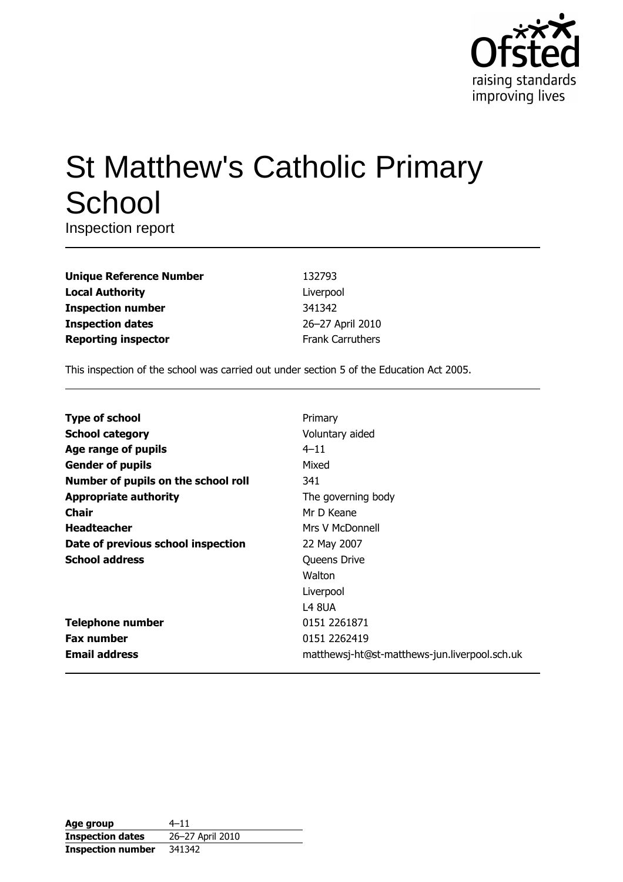Ofsted
raising standards
improving lives

# St Matthew's Catholic Primary School

Inspection report

| | |
|---|---|
| **Unique Reference Number** | 132793 |
| **Local Authority** | Liverpool |
| **Inspection number** | 341342 |
| **Inspection dates** | 26–27 April 2010 |
| **Reporting inspector** | Frank Carruthers |

This inspection of the school was carried out under section 5 of the Education Act 2005.

| | |
|---|---|
| **Type of school** | Primary |
| **School category** | Voluntary aided |
| **Age range of pupils** | 4–11 |
| **Gender of pupils** | Mixed |
| **Number of pupils on the school roll** | 341 |
| **Appropriate authority** | The governing body |
| **Chair** | Mr D Keane |
| **Headteacher** | Mrs V McDonnell |
| **Date of previous school inspection** | 22 May 2007 |
| **School address** | Queens Drive<br>Walton<br>Liverpool<br>L4 8UA |
| **Telephone number** | 0151 2261871 |
| **Fax number** | 0151 2262419 |
| **Email address** | matthewsj-ht@st-matthews-jun.liverpool.sch.uk |

| | |
|---|---|
| **Age group** | 4–11 |
| **Inspection dates** | 26–27 April 2010 |
| **Inspection number** | 341342 |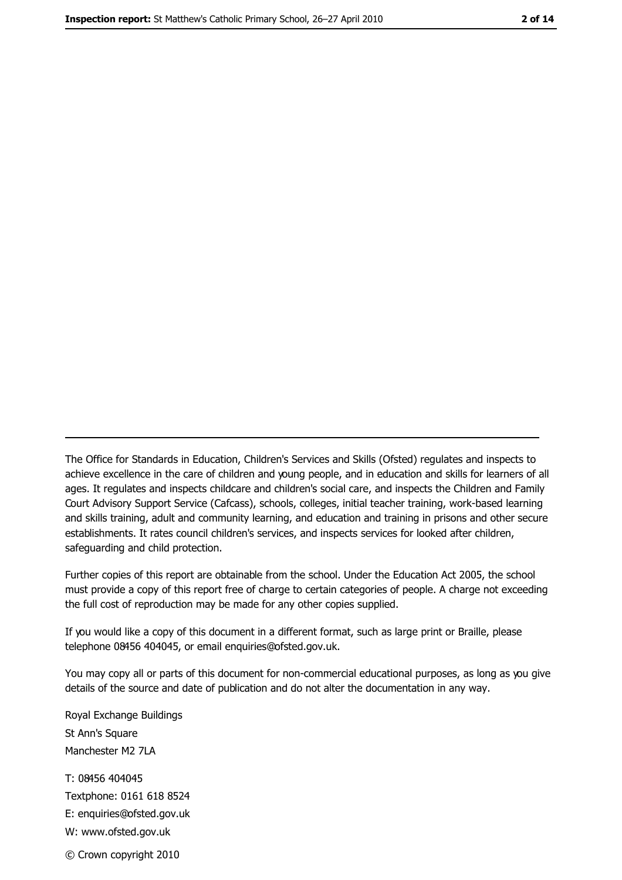The Office for Standards in Education, Children's Services and Skills (Ofsted) regulates and inspects to achieve excellence in the care of children and young people, and in education and skills for learners of all ages. It regulates and inspects childcare and children's social care, and inspects the Children and Family Court Advisory Support Service (Cafcass), schools, colleges, initial teacher training, work-based learning and skills training, adult and community learning, and education and training in prisons and other secure establishments. It rates council children's services, and inspects services for looked after children, safeguarding and child protection.

Further copies of this report are obtainable from the school. Under the Education Act 2005, the school must provide a copy of this report free of charge to certain categories of people. A charge not exceeding the full cost of reproduction may be made for any other copies supplied.

If you would like a copy of this document in a different format, such as large print or Braille, please telephone 08456 404045, or email enquiries@ofsted.gov.uk.

You may copy all or parts of this document for non-commercial educational purposes, as long as you give details of the source and date of publication and do not alter the documentation in any way.

Royal Exchange Buildings
St Ann's Square
Manchester M2 7LA

T: 08456 404045
Textphone: 0161 618 8524
E: enquiries@ofsted.gov.uk
W: www.ofsted.gov.uk

© Crown copyright 2010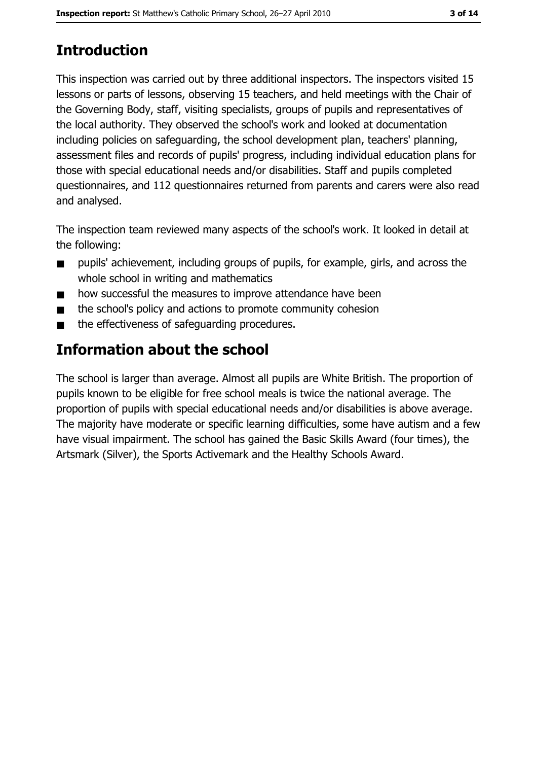## Introduction

This inspection was carried out by three additional inspectors. The inspectors visited 15 lessons or parts of lessons, observing 15 teachers, and held meetings with the Chair of the Governing Body, staff, visiting specialists, groups of pupils and representatives of the local authority. They observed the school's work and looked at documentation including policies on safeguarding, the school development plan, teachers' planning, assessment files and records of pupils' progress, including individual education plans for those with special educational needs and/or disabilities. Staff and pupils completed questionnaires, and 112 questionnaires returned from parents and carers were also read and analysed.

The inspection team reviewed many aspects of the school's work. It looked in detail at the following:

- pupils' achievement, including groups of pupils, for example, girls, and across the whole school in writing and mathematics
- how successful the measures to improve attendance have been
- the school's policy and actions to promote community cohesion
- the effectiveness of safeguarding procedures.

## Information about the school

The school is larger than average. Almost all pupils are White British. The proportion of pupils known to be eligible for free school meals is twice the national average. The proportion of pupils with special educational needs and/or disabilities is above average. The majority have moderate or specific learning difficulties, some have autism and a few have visual impairment. The school has gained the Basic Skills Award (four times), the Artsmark (Silver), the Sports Activemark and the Healthy Schools Award.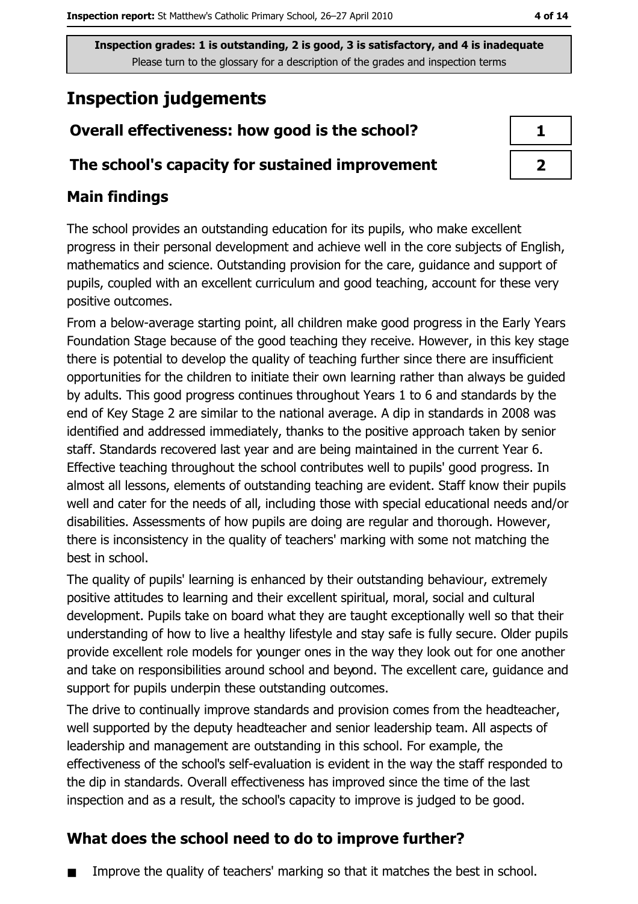Inspection grades: 1 is outstanding, 2 is good, 3 is satisfactory, and 4 is inadequate
Please turn to the glossary for a description of the grades and inspection terms

# Inspection judgements

| Overall effectiveness: how good is the school? | 1 |
|---|---|
| The school's capacity for sustained improvement | 2 |

## Main findings

The school provides an outstanding education for its pupils, who make excellent progress in their personal development and achieve well in the core subjects of English, mathematics and science. Outstanding provision for the care, guidance and support of pupils, coupled with an excellent curriculum and good teaching, account for these very positive outcomes.

From a below-average starting point, all children make good progress in the Early Years Foundation Stage because of the good teaching they receive. However, in this key stage there is potential to develop the quality of teaching further since there are insufficient opportunities for the children to initiate their own learning rather than always be guided by adults. This good progress continues throughout Years 1 to 6 and standards by the end of Key Stage 2 are similar to the national average. A dip in standards in 2008 was identified and addressed immediately, thanks to the positive approach taken by senior staff. Standards recovered last year and are being maintained in the current Year 6. Effective teaching throughout the school contributes well to pupils' good progress. In almost all lessons, elements of outstanding teaching are evident. Staff know their pupils well and cater for the needs of all, including those with special educational needs and/or disabilities. Assessments of how pupils are doing are regular and thorough. However, there is inconsistency in the quality of teachers' marking with some not matching the best in school.

The quality of pupils' learning is enhanced by their outstanding behaviour, extremely positive attitudes to learning and their excellent spiritual, moral, social and cultural development. Pupils take on board what they are taught exceptionally well so that their understanding of how to live a healthy lifestyle and stay safe is fully secure. Older pupils provide excellent role models for younger ones in the way they look out for one another and take on responsibilities around school and beyond. The excellent care, guidance and support for pupils underpin these outstanding outcomes.

The drive to continually improve standards and provision comes from the headteacher, well supported by the deputy headteacher and senior leadership team. All aspects of leadership and management are outstanding in this school. For example, the effectiveness of the school's self-evaluation is evident in the way the staff responded to the dip in standards. Overall effectiveness has improved since the time of the last inspection and as a result, the school's capacity to improve is judged to be good.

## What does the school need to do to improve further?

- Improve the quality of teachers' marking so that it matches the best in school.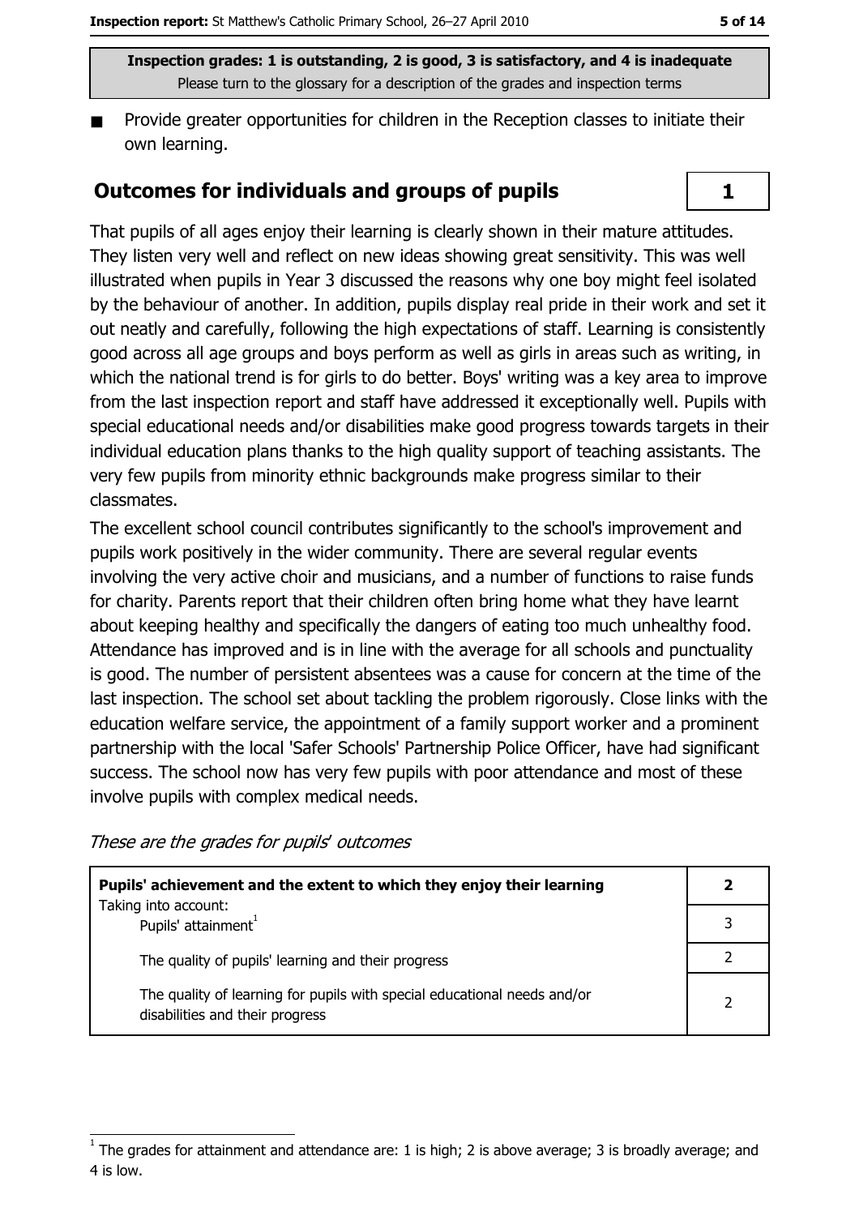Inspection grades: 1 is outstanding, 2 is good, 3 is satisfactory, and 4 is inadequate
Please turn to the glossary for a description of the grades and inspection terms

- Provide greater opportunities for children in the Reception classes to initiate their own learning.

## Outcomes for individuals and groups of pupils

**1**

That pupils of all ages enjoy their learning is clearly shown in their mature attitudes. They listen very well and reflect on new ideas showing great sensitivity. This was well illustrated when pupils in Year 3 discussed the reasons why one boy might feel isolated by the behaviour of another. In addition, pupils display real pride in their work and set it out neatly and carefully, following the high expectations of staff. Learning is consistently good across all age groups and boys perform as well as girls in areas such as writing, in which the national trend is for girls to do better. Boys' writing was a key area to improve from the last inspection report and staff have addressed it exceptionally well. Pupils with special educational needs and/or disabilities make good progress towards targets in their individual education plans thanks to the high quality support of teaching assistants. The very few pupils from minority ethnic backgrounds make progress similar to their classmates.

The excellent school council contributes significantly to the school's improvement and pupils work positively in the wider community. There are several regular events involving the very active choir and musicians, and a number of functions to raise funds for charity. Parents report that their children often bring home what they have learnt about keeping healthy and specifically the dangers of eating too much unhealthy food. Attendance has improved and is in line with the average for all schools and punctuality is good. The number of persistent absentees was a cause for concern at the time of the last inspection. The school set about tackling the problem rigorously. Close links with the education welfare service, the appointment of a family support worker and a prominent partnership with the local 'Safer Schools' Partnership Police Officer, have had significant success. The school now has very few pupils with poor attendance and most of these involve pupils with complex medical needs.

*These are the grades for pupils' outcomes*

| | |
|---|---|
| **Pupils' achievement and the extent to which they enjoy their learning** | **2** |
| Taking into account: Pupils' attainment[1] | 3 |
| The quality of pupils' learning and their progress | 2 |
| The quality of learning for pupils with special educational needs and/or disabilities and their progress | 2 |

[1] The grades for attainment and attendance are: 1 is high; 2 is above average; 3 is broadly average; and 4 is low.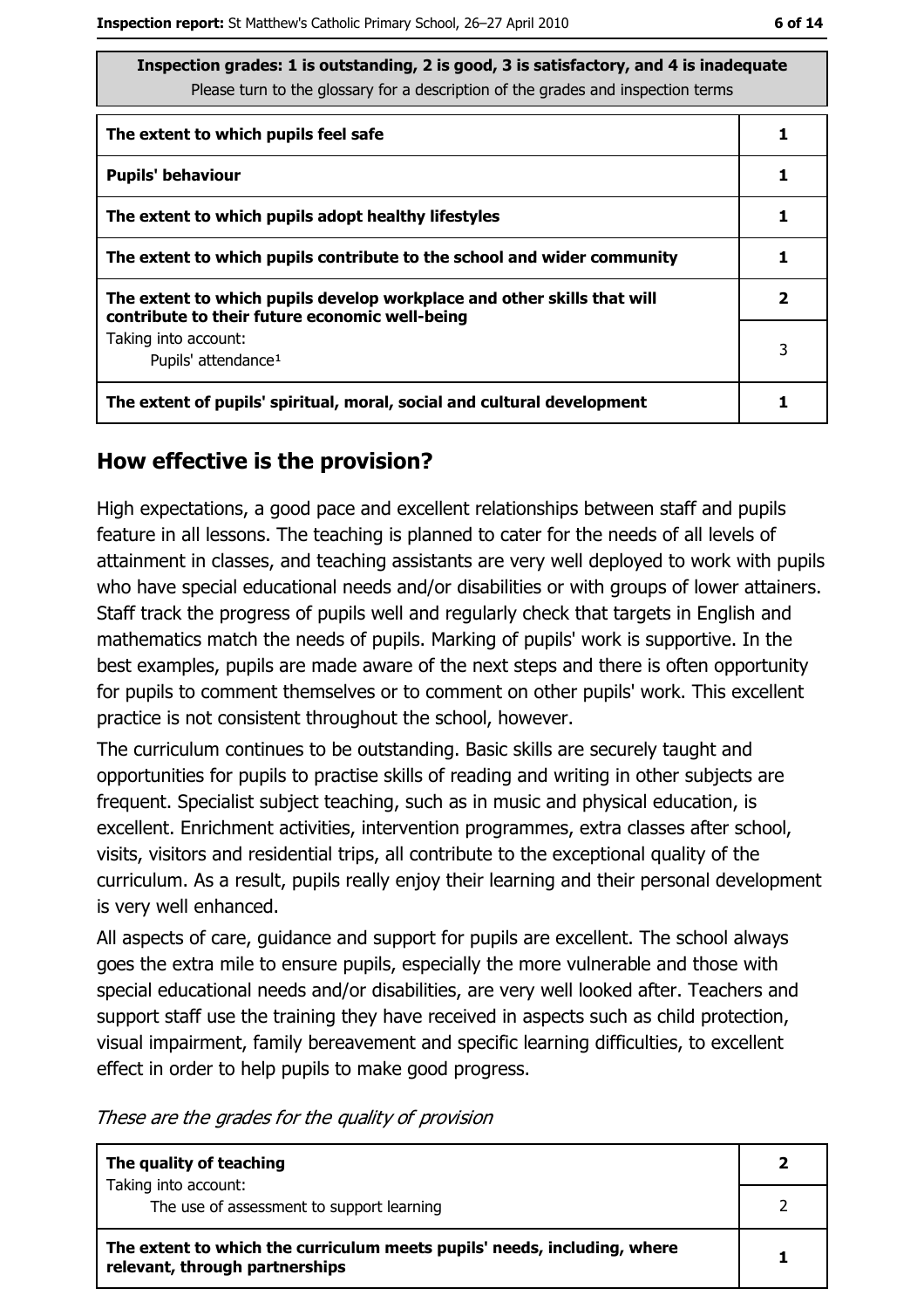| Inspection grades: 1 is outstanding, 2 is good, 3 is satisfactory, and 4 is inadequate<br>Please turn to the glossary for a description of the grades and inspection terms | |
|---|---|
| **The extent to which pupils feel safe** | **1** |
| **Pupils' behaviour** | **1** |
| **The extent to which pupils adopt healthy lifestyles** | **1** |
| **The extent to which pupils contribute to the school and wider community** | **1** |
| **The extent to which pupils develop workplace and other skills that will contribute to their future economic well-being** | **2** |
| Taking into account:<br>Pupils' attendance[1] | 3 |
| **The extent of pupils' spiritual, moral, social and cultural development** | **1** |

## How effective is the provision?

High expectations, a good pace and excellent relationships between staff and pupils feature in all lessons. The teaching is planned to cater for the needs of all levels of attainment in classes, and teaching assistants are very well deployed to work with pupils who have special educational needs and/or disabilities or with groups of lower attainers. Staff track the progress of pupils well and regularly check that targets in English and mathematics match the needs of pupils. Marking of pupils' work is supportive. In the best examples, pupils are made aware of the next steps and there is often opportunity for pupils to comment themselves or to comment on other pupils' work. This excellent practice is not consistent throughout the school, however.

The curriculum continues to be outstanding. Basic skills are securely taught and opportunities for pupils to practise skills of reading and writing in other subjects are frequent. Specialist subject teaching, such as in music and physical education, is excellent. Enrichment activities, intervention programmes, extra classes after school, visits, visitors and residential trips, all contribute to the exceptional quality of the curriculum. As a result, pupils really enjoy their learning and their personal development is very well enhanced.

All aspects of care, guidance and support for pupils are excellent. The school always goes the extra mile to ensure pupils, especially the more vulnerable and those with special educational needs and/or disabilities, are very well looked after. Teachers and support staff use the training they have received in aspects such as child protection, visual impairment, family bereavement and specific learning difficulties, to excellent effect in order to help pupils to make good progress.

*These are the grades for the quality of provision*

| | |
|---|---|
| **The quality of teaching** | **2** |
| Taking into account:<br>The use of assessment to support learning | 2 |
| **The extent to which the curriculum meets pupils' needs, including, where relevant, through partnerships** | **1** |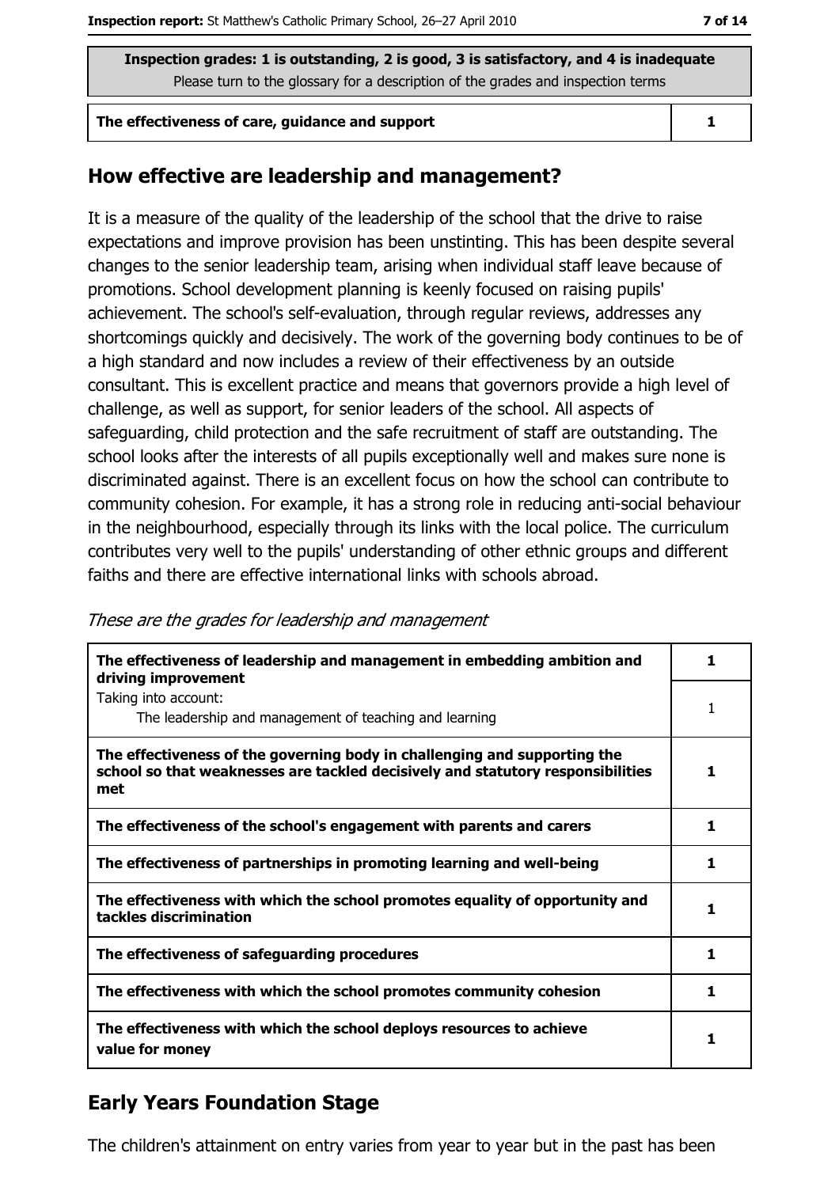**Inspection grades: 1 is outstanding, 2 is good, 3 is satisfactory, and 4 is inadequate**
Please turn to the glossary for a description of the grades and inspection terms

| The effectiveness of care, guidance and support | 1 |
|---|---|

## How effective are leadership and management?

It is a measure of the quality of the leadership of the school that the drive to raise expectations and improve provision has been unstinting. This has been despite several changes to the senior leadership team, arising when individual staff leave because of promotions. School development planning is keenly focused on raising pupils' achievement. The school's self-evaluation, through regular reviews, addresses any shortcomings quickly and decisively. The work of the governing body continues to be of a high standard and now includes a review of their effectiveness by an outside consultant. This is excellent practice and means that governors provide a high level of challenge, as well as support, for senior leaders of the school. All aspects of safeguarding, child protection and the safe recruitment of staff are outstanding. The school looks after the interests of all pupils exceptionally well and makes sure none is discriminated against. There is an excellent focus on how the school can contribute to community cohesion. For example, it has a strong role in reducing anti-social behaviour in the neighbourhood, especially through its links with the local police. The curriculum contributes very well to the pupils' understanding of other ethnic groups and different faiths and there are effective international links with schools abroad.

*These are the grades for leadership and management*

| | |
|---|---|
| **The effectiveness of leadership and management in embedding ambition and driving improvement** | **1** |
| Taking into account: The leadership and management of teaching and learning | 1 |
| **The effectiveness of the governing body in challenging and supporting the school so that weaknesses are tackled decisively and statutory responsibilities met** | **1** |
| **The effectiveness of the school's engagement with parents and carers** | **1** |
| **The effectiveness of partnerships in promoting learning and well-being** | **1** |
| **The effectiveness with which the school promotes equality of opportunity and tackles discrimination** | **1** |
| **The effectiveness of safeguarding procedures** | **1** |
| **The effectiveness with which the school promotes community cohesion** | **1** |
| **The effectiveness with which the school deploys resources to achieve value for money** | **1** |

## Early Years Foundation Stage

The children's attainment on entry varies from year to year but in the past has been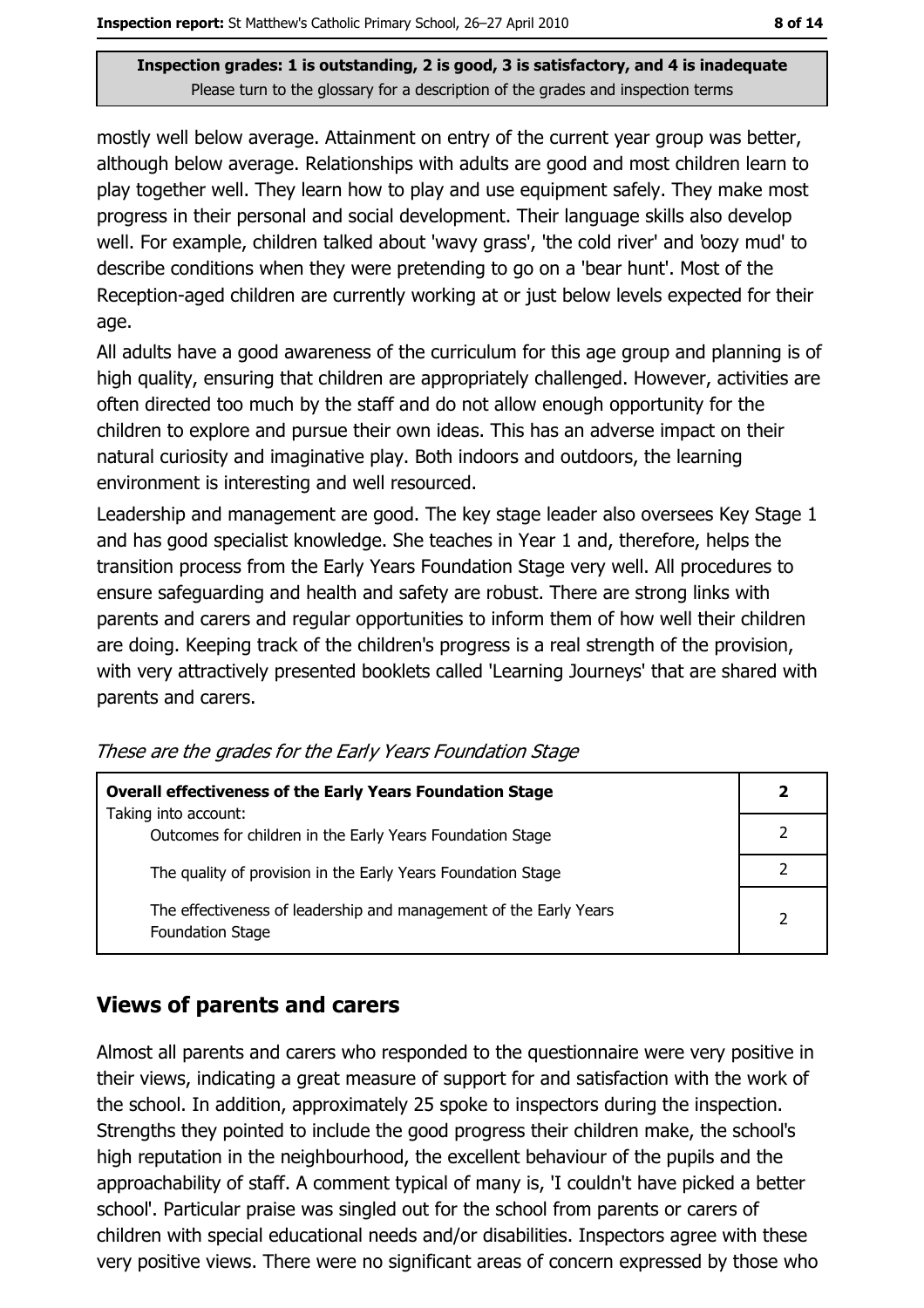**Inspection grades: 1 is outstanding, 2 is good, 3 is satisfactory, and 4 is inadequate**
Please turn to the glossary for a description of the grades and inspection terms

mostly well below average. Attainment on entry of the current year group was better, although below average. Relationships with adults are good and most children learn to play together well. They learn how to play and use equipment safely. They make most progress in their personal and social development. Their language skills also develop well. For example, children talked about 'wavy grass', 'the cold river' and 'oozy mud' to describe conditions when they were pretending to go on a 'bear hunt'. Most of the Reception-aged children are currently working at or just below levels expected for their age.

All adults have a good awareness of the curriculum for this age group and planning is of high quality, ensuring that children are appropriately challenged. However, activities are often directed too much by the staff and do not allow enough opportunity for the children to explore and pursue their own ideas. This has an adverse impact on their natural curiosity and imaginative play. Both indoors and outdoors, the learning environment is interesting and well resourced.

Leadership and management are good. The key stage leader also oversees Key Stage 1 and has good specialist knowledge. She teaches in Year 1 and, therefore, helps the transition process from the Early Years Foundation Stage very well. All procedures to ensure safeguarding and health and safety are robust. There are strong links with parents and carers and regular opportunities to inform them of how well their children are doing. Keeping track of the children's progress is a real strength of the provision, with very attractively presented booklets called 'Learning Journeys' that are shared with parents and carers.

*These are the grades for the Early Years Foundation Stage*

| | |
|---|---|
| **Overall effectiveness of the Early Years Foundation Stage**<br>Taking into account: | **2** |
| Outcomes for children in the Early Years Foundation Stage | 2 |
| The quality of provision in the Early Years Foundation Stage | 2 |
| The effectiveness of leadership and management of the Early Years Foundation Stage | 2 |

## Views of parents and carers

Almost all parents and carers who responded to the questionnaire were very positive in their views, indicating a great measure of support for and satisfaction with the work of the school. In addition, approximately 25 spoke to inspectors during the inspection. Strengths they pointed to include the good progress their children make, the school's high reputation in the neighbourhood, the excellent behaviour of the pupils and the approachability of staff. A comment typical of many is, 'I couldn't have picked a better school'. Particular praise was singled out for the school from parents or carers of children with special educational needs and/or disabilities. Inspectors agree with these very positive views. There were no significant areas of concern expressed by those who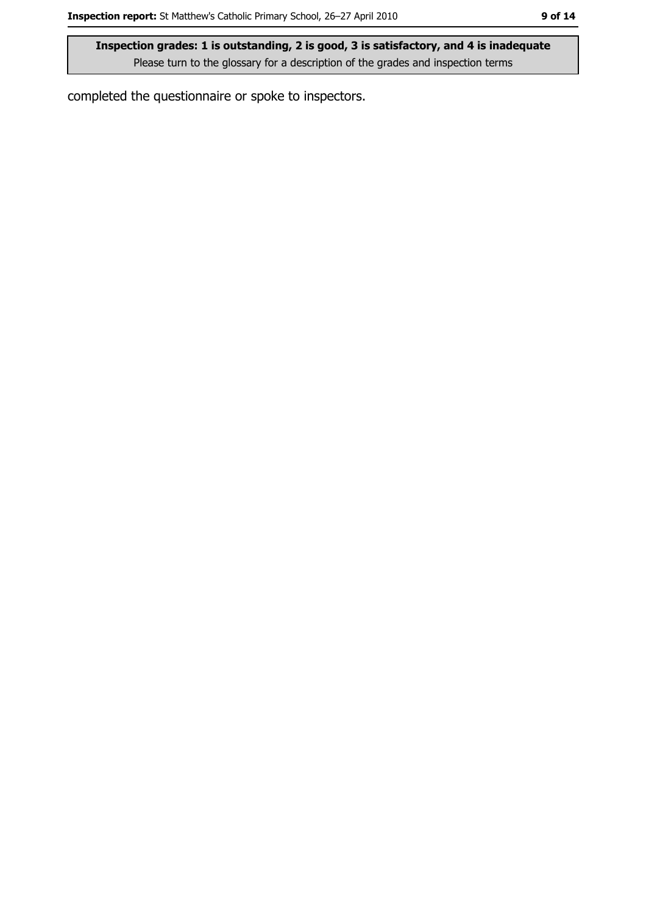completed the questionnaire or spoke to inspectors.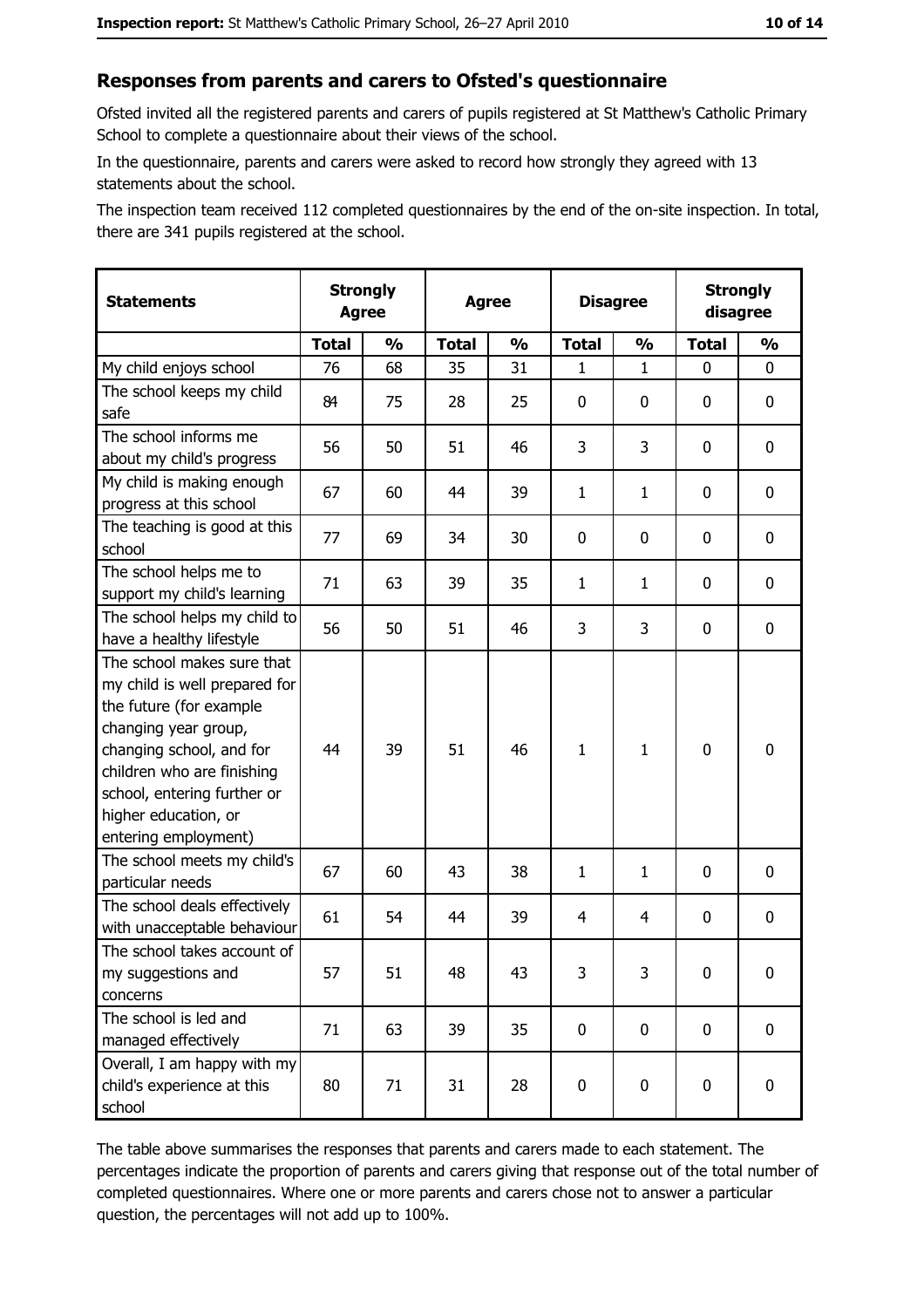## Responses from parents and carers to Ofsted's questionnaire

Ofsted invited all the registered parents and carers of pupils registered at St Matthew's Catholic Primary School to complete a questionnaire about their views of the school.

In the questionnaire, parents and carers were asked to record how strongly they agreed with 13 statements about the school.

The inspection team received 112 completed questionnaires by the end of the on-site inspection. In total, there are 341 pupils registered at the school.

| Statements | Strongly Agree | | Agree | | Disagree | | Strongly disagree | |
|---|---|---|---|---|---|---|---|---|
| | Total | % | Total | % | Total | % | Total | % |
| My child enjoys school | 76 | 68 | 35 | 31 | 1 | 1 | 0 | 0 |
| The school keeps my child safe | 84 | 75 | 28 | 25 | 0 | 0 | 0 | 0 |
| The school informs me about my child's progress | 56 | 50 | 51 | 46 | 3 | 3 | 0 | 0 |
| My child is making enough progress at this school | 67 | 60 | 44 | 39 | 1 | 1 | 0 | 0 |
| The teaching is good at this school | 77 | 69 | 34 | 30 | 0 | 0 | 0 | 0 |
| The school helps me to support my child's learning | 71 | 63 | 39 | 35 | 1 | 1 | 0 | 0 |
| The school helps my child to have a healthy lifestyle | 56 | 50 | 51 | 46 | 3 | 3 | 0 | 0 |
| The school makes sure that my child is well prepared for the future (for example changing year group, changing school, and for children who are finishing school, entering further or higher education, or entering employment) | 44 | 39 | 51 | 46 | 1 | 1 | 0 | 0 |
| The school meets my child's particular needs | 67 | 60 | 43 | 38 | 1 | 1 | 0 | 0 |
| The school deals effectively with unacceptable behaviour | 61 | 54 | 44 | 39 | 4 | 4 | 0 | 0 |
| The school takes account of my suggestions and concerns | 57 | 51 | 48 | 43 | 3 | 3 | 0 | 0 |
| The school is led and managed effectively | 71 | 63 | 39 | 35 | 0 | 0 | 0 | 0 |
| Overall, I am happy with my child's experience at this school | 80 | 71 | 31 | 28 | 0 | 0 | 0 | 0 |

The table above summarises the responses that parents and carers made to each statement. The percentages indicate the proportion of parents and carers giving that response out of the total number of completed questionnaires. Where one or more parents and carers chose not to answer a particular question, the percentages will not add up to 100%.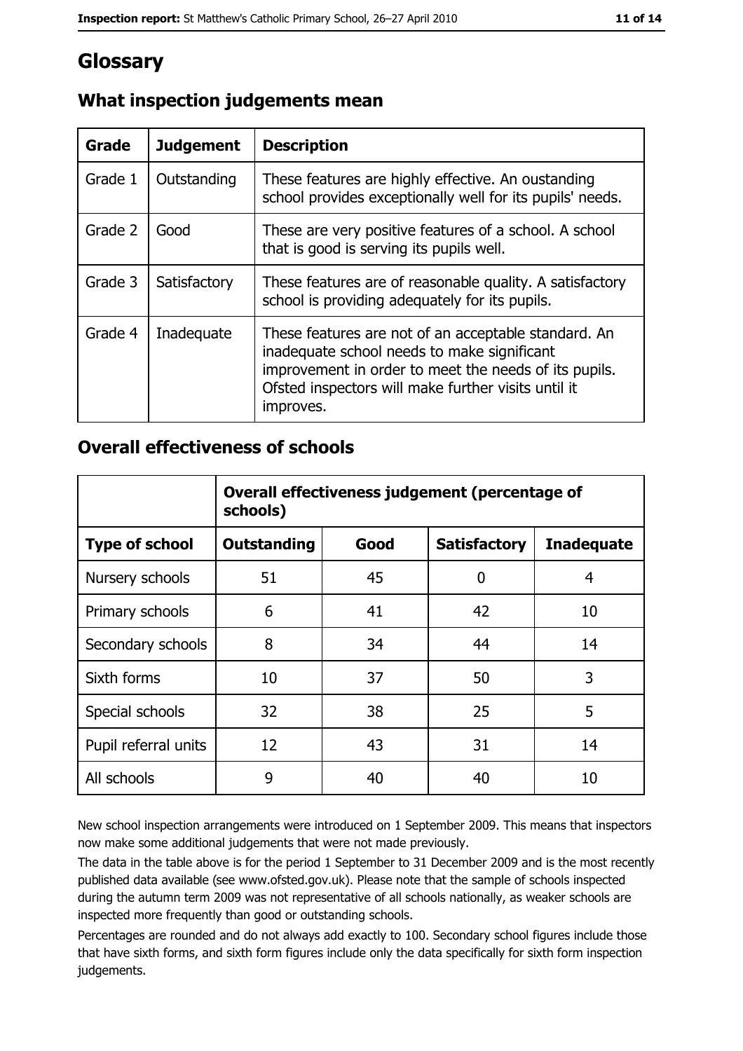# Glossary

## What inspection judgements mean

| Grade | Judgement | Description |
| --- | --- | --- |
| Grade 1 | Outstanding | These features are highly effective. An oustanding school provides exceptionally well for its pupils' needs. |
| Grade 2 | Good | These are very positive features of a school. A school that is good is serving its pupils well. |
| Grade 3 | Satisfactory | These features are of reasonable quality. A satisfactory school is providing adequately for its pupils. |
| Grade 4 | Inadequate | These features are not of an acceptable standard. An inadequate school needs to make significant improvement in order to meet the needs of its pupils. Ofsted inspectors will make further visits until it improves. |

## Overall effectiveness of schools

| | Overall effectiveness judgement (percentage of schools) | | | |
| --- | --- | --- | --- | --- |
| **Type of school** | **Outstanding** | **Good** | **Satisfactory** | **Inadequate** |
| Nursery schools | 51 | 45 | 0 | 4 |
| Primary schools | 6 | 41 | 42 | 10 |
| Secondary schools | 8 | 34 | 44 | 14 |
| Sixth forms | 10 | 37 | 50 | 3 |
| Special schools | 32 | 38 | 25 | 5 |
| Pupil referral units | 12 | 43 | 31 | 14 |
| All schools | 9 | 40 | 40 | 10 |

New school inspection arrangements were introduced on 1 September 2009. This means that inspectors now make some additional judgements that were not made previously.

The data in the table above is for the period 1 September to 31 December 2009 and is the most recently published data available (see www.ofsted.gov.uk). Please note that the sample of schools inspected during the autumn term 2009 was not representative of all schools nationally, as weaker schools are inspected more frequently than good or outstanding schools.

Percentages are rounded and do not always add exactly to 100. Secondary school figures include those that have sixth forms, and sixth form figures include only the data specifically for sixth form inspection judgements.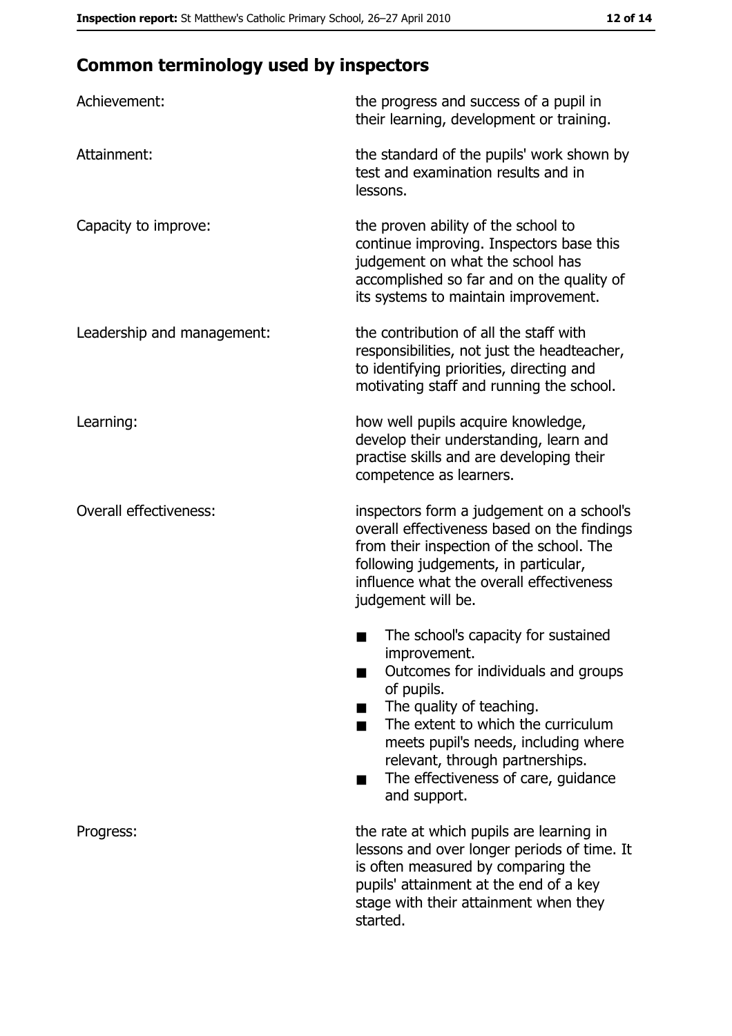## Common terminology used by inspectors

| | |
|---|---|
| Achievement: | the progress and success of a pupil in their learning, development or training. |
| Attainment: | the standard of the pupils' work shown by test and examination results and in lessons. |
| Capacity to improve: | the proven ability of the school to continue improving. Inspectors base this judgement on what the school has accomplished so far and on the quality of its systems to maintain improvement. |
| Leadership and management: | the contribution of all the staff with responsibilities, not just the headteacher, to identifying priorities, directing and motivating staff and running the school. |
| Learning: | how well pupils acquire knowledge, develop their understanding, learn and practise skills and are developing their competence as learners. |
| Overall effectiveness: | inspectors form a judgement on a school's overall effectiveness based on the findings from their inspection of the school. The following judgements, in particular, influence what the overall effectiveness judgement will be.<br>■ The school's capacity for sustained improvement.<br>■ Outcomes for individuals and groups of pupils.<br>■ The quality of teaching.<br>■ The extent to which the curriculum meets pupil's needs, including where relevant, through partnerships.<br>■ The effectiveness of care, guidance and support. |
| Progress: | the rate at which pupils are learning in lessons and over longer periods of time. It is often measured by comparing the pupils' attainment at the end of a key stage with their attainment when they started. |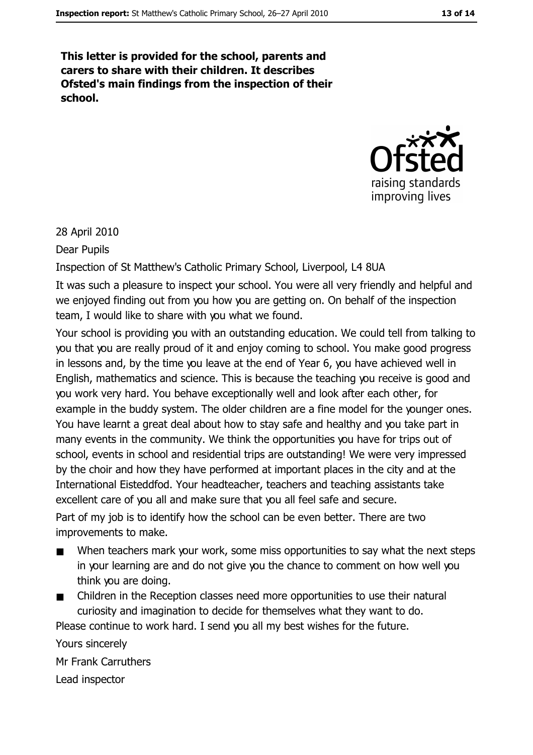**This letter is provided for the school, parents and carers to share with their children. It describes Ofsted's main findings from the inspection of their school.**

28 April 2010

Dear Pupils

Inspection of St Matthew's Catholic Primary School, Liverpool, L4 8UA

It was such a pleasure to inspect your school. You were all very friendly and helpful and we enjoyed finding out from you how you are getting on. On behalf of the inspection team, I would like to share with you what we found.

Your school is providing you with an outstanding education. We could tell from talking to you that you are really proud of it and enjoy coming to school. You make good progress in lessons and, by the time you leave at the end of Year 6, you have achieved well in English, mathematics and science. This is because the teaching you receive is good and you work very hard. You behave exceptionally well and look after each other, for example in the buddy system. The older children are a fine model for the younger ones. You have learnt a great deal about how to stay safe and healthy and you take part in many events in the community. We think the opportunities you have for trips out of school, events in school and residential trips are outstanding! We were very impressed by the choir and how they have performed at important places in the city and at the International Eisteddfod. Your headteacher, teachers and teaching assistants take excellent care of you all and make sure that you all feel safe and secure.

Part of my job is to identify how the school can be even better. There are two improvements to make.

- When teachers mark your work, some miss opportunities to say what the next steps in your learning are and do not give you the chance to comment on how well you think you are doing.
- Children in the Reception classes need more opportunities to use their natural curiosity and imagination to decide for themselves what they want to do.

Please continue to work hard. I send you all my best wishes for the future.

Yours sincerely

Mr Frank Carruthers

Lead inspector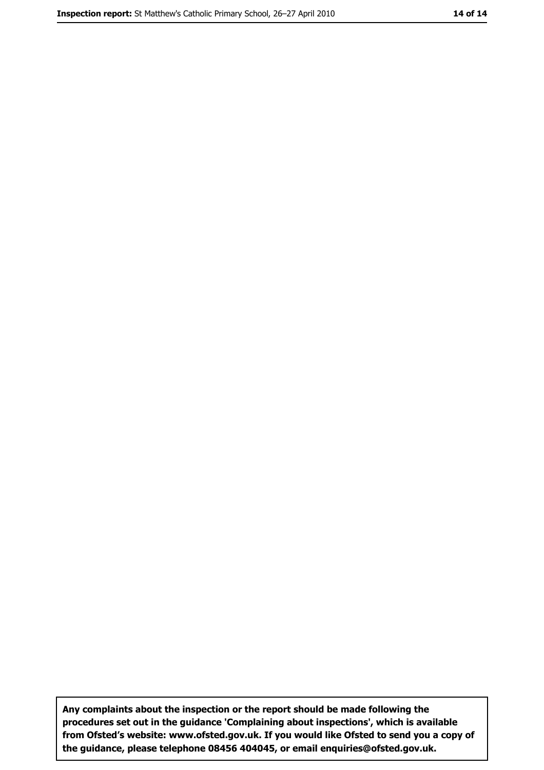**Any complaints about the inspection or the report should be made following the procedures set out in the guidance 'Complaining about inspections', which is available from Ofsted's website: www.ofsted.gov.uk. If you would like Ofsted to send you a copy of the guidance, please telephone 08456 404045, or email enquiries@ofsted.gov.uk.**